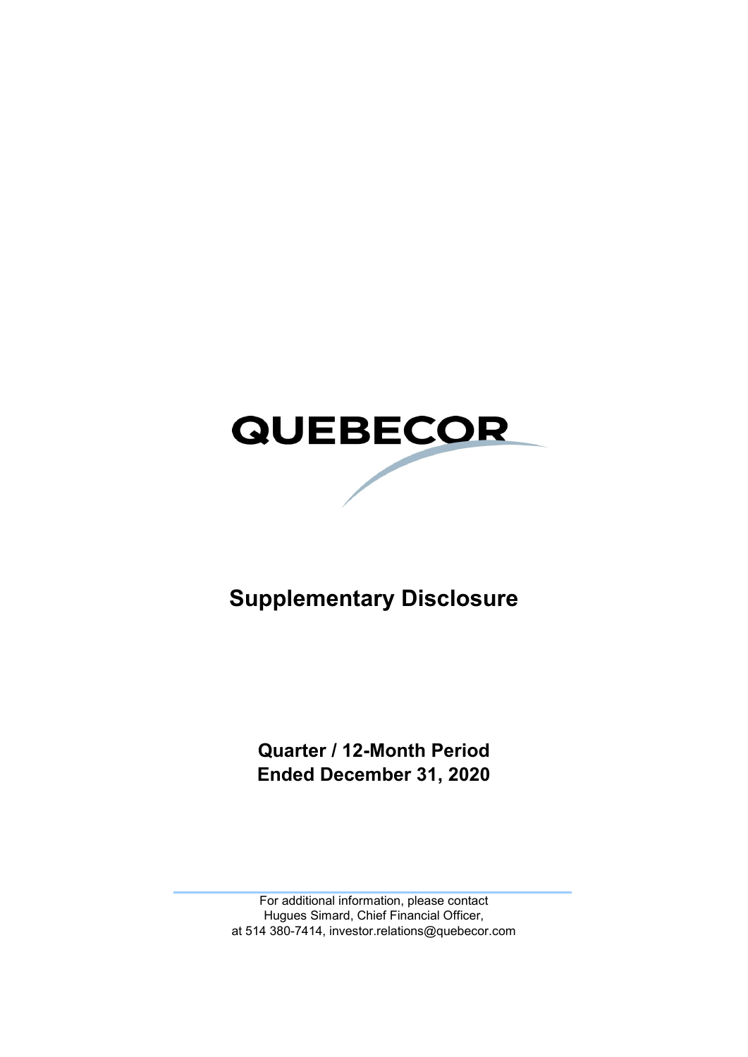# QUEBECOR

## Supplementary Disclosure

**Quarter / 12-Month Period**
**Ended December 31, 2020**

For additional information, please contact
Hugues Simard, Chief Financial Officer,
at 514 380-7414, investor.relations@quebecor.com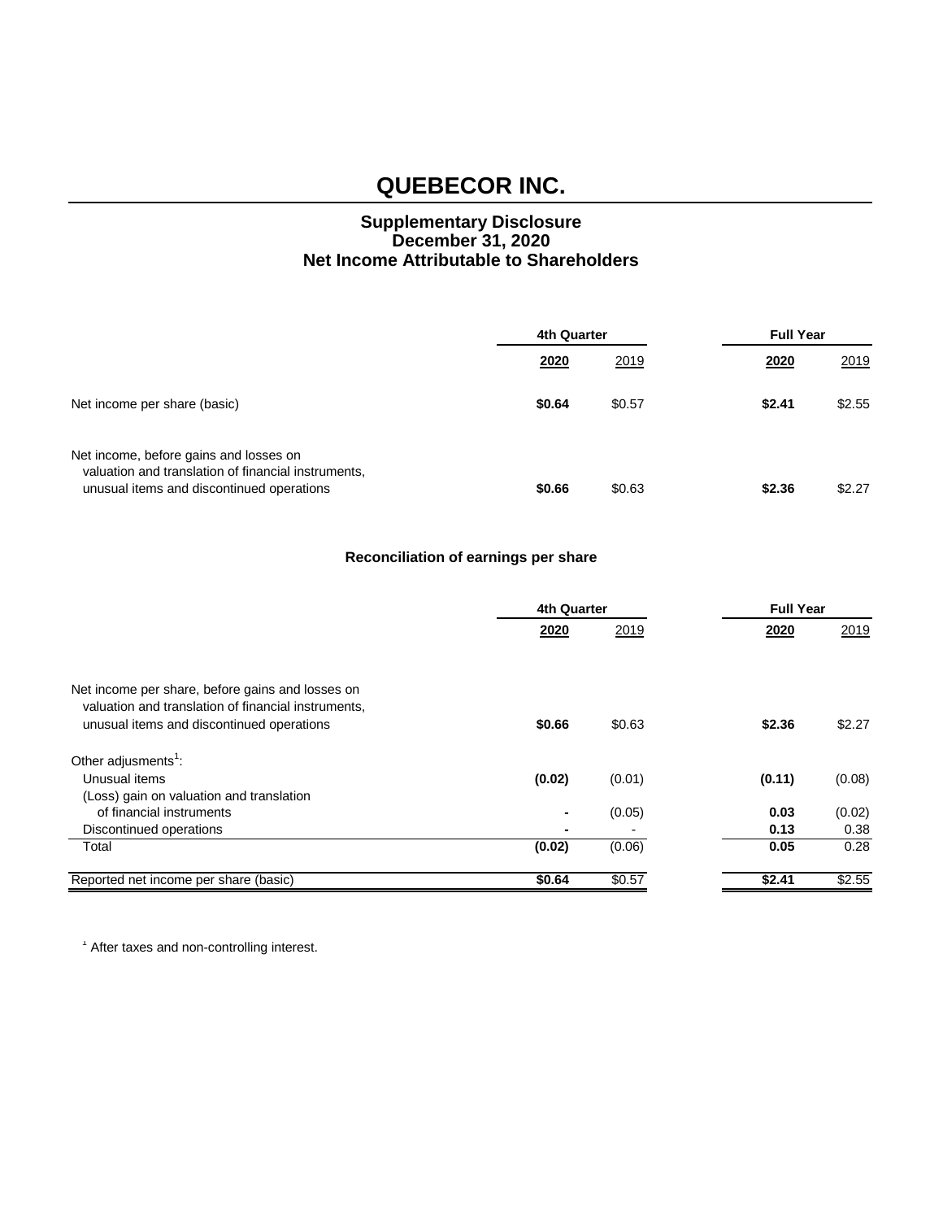# QUEBECOR INC.

## Supplementary Disclosure
## December 31, 2020
## Net Income Attributable to Shareholders

| | 4th Quarter | | Full Year | |
|---|---|---|---|---|
| | **2020** | 2019 | **2020** | 2019 |
| Net income per share (basic) | **$0.64** | $0.57 | **$2.41** | $2.55 |
| Net income, before gains and losses on valuation and translation of financial instruments, unusual items and discontinued operations | **$0.66** | $0.63 | **$2.36** | $2.27 |

### Reconciliation of earnings per share

| | 4th Quarter | | Full Year | |
|---|---|---|---|---|
| | **2020** | 2019 | **2020** | 2019 |
| Net income per share, before gains and losses on valuation and translation of financial instruments, unusual items and discontinued operations | **$0.66** | $0.63 | **$2.36** | $2.27 |
| Other adjusments[1]: | | | | |
| Unusual items | **(0.02)** | (0.01) | **(0.11)** | (0.08) |
| (Loss) gain on valuation and translation of financial instruments | **-** | (0.05) | **0.03** | (0.02) |
| Discontinued operations | **-** | - | **0.13** | 0.38 |
| Total | **(0.02)** | (0.06) | **0.05** | 0.28 |
| Reported net income per share (basic) | **$0.64** | $0.57 | **$2.41** | $2.55 |

[1] After taxes and non-controlling interest.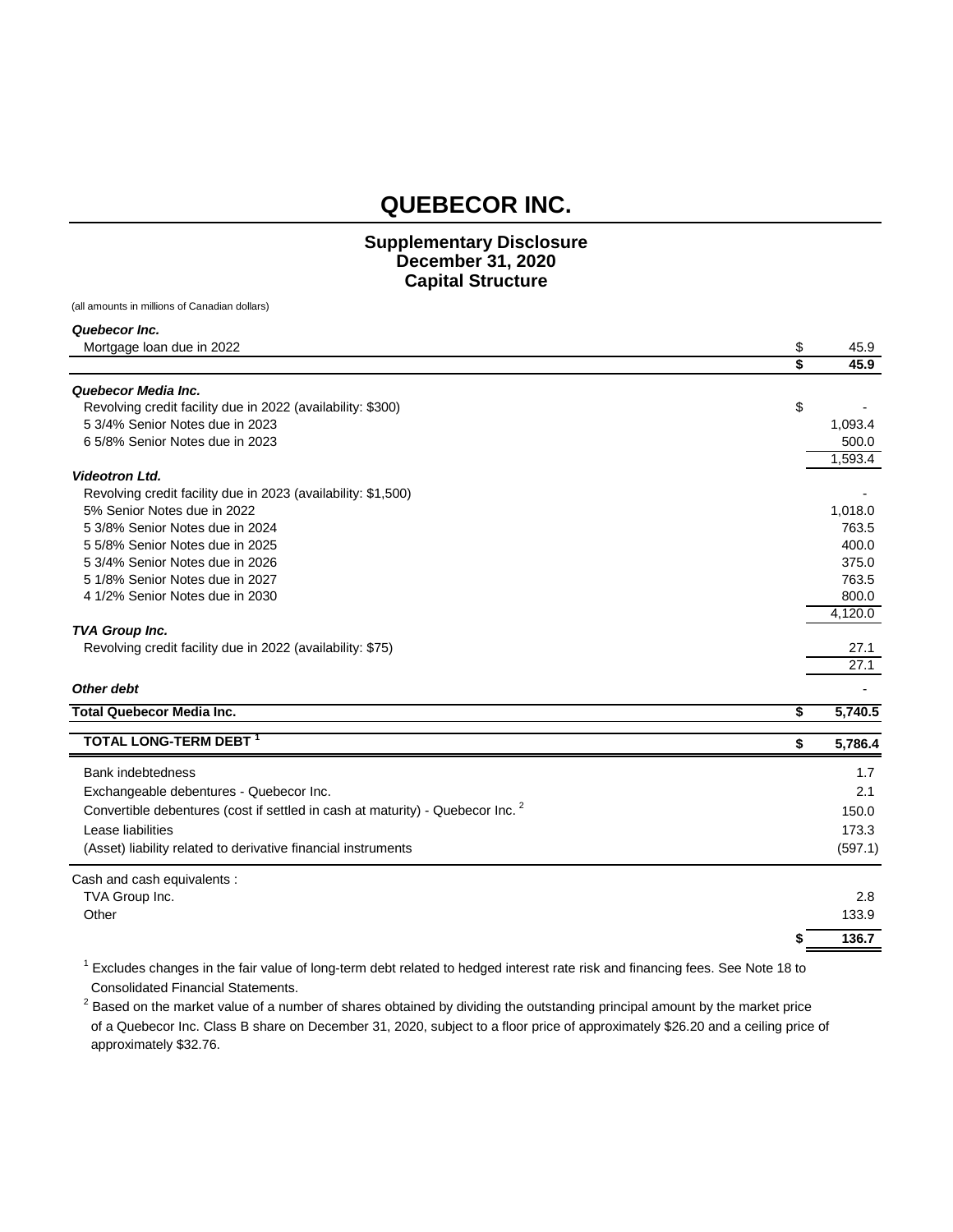# QUEBECOR INC.

## Supplementary Disclosure
## December 31, 2020
## Capital Structure

(all amounts in millions of Canadian dollars)

| | | |
|---|---|---|
| ***Quebecor Inc.*** | | |
| Mortgage loan due in 2022 | $ | 45.9 |
| | **$** | **45.9** |
| ***Quebecor Media Inc.*** | | |
| Revolving credit facility due in 2022 (availability: $300) | $ | - |
| 5 3/4% Senior Notes due in 2023 | | 1,093.4 |
| 6 5/8% Senior Notes due in 2023 | | 500.0 |
| | | 1,593.4 |
| ***Videotron Ltd.*** | | |
| Revolving credit facility due in 2023 (availability: $1,500) | | - |
| 5% Senior Notes due in 2022 | | 1,018.0 |
| 5 3/8% Senior Notes due in 2024 | | 763.5 |
| 5 5/8% Senior Notes due in 2025 | | 400.0 |
| 5 3/4% Senior Notes due in 2026 | | 375.0 |
| 5 1/8% Senior Notes due in 2027 | | 763.5 |
| 4 1/2% Senior Notes due in 2030 | | 800.0 |
| | | 4,120.0 |
| ***TVA Group Inc.*** | | |
| Revolving credit facility due in 2022 (availability: $75) | | 27.1 |
| | | 27.1 |
| ***Other debt*** | | - |
| **Total Quebecor Media Inc.** | **$** | **5,740.5** |
| **TOTAL LONG-TERM DEBT [1]** | **$** | **5,786.4** |
| Bank indebtedness | | 1.7 |
| Exchangeable debentures - Quebecor Inc. | | 2.1 |
| Convertible debentures (cost if settled in cash at maturity) - Quebecor Inc. [2] | | 150.0 |
| Lease liabilities | | 173.3 |
| (Asset) liability related to derivative financial instruments | | (597.1) |
| Cash and cash equivalents : | | |
| TVA Group Inc. | | 2.8 |
| Other | | 133.9 |
| | **$** | **136.7** |

[1] Excludes changes in the fair value of long-term debt related to hedged interest rate risk and financing fees. See Note 18 to Consolidated Financial Statements.

[2] Based on the market value of a number of shares obtained by dividing the outstanding principal amount by the market price of a Quebecor Inc. Class B share on December 31, 2020, subject to a floor price of approximately $26.20 and a ceiling price of approximately $32.76.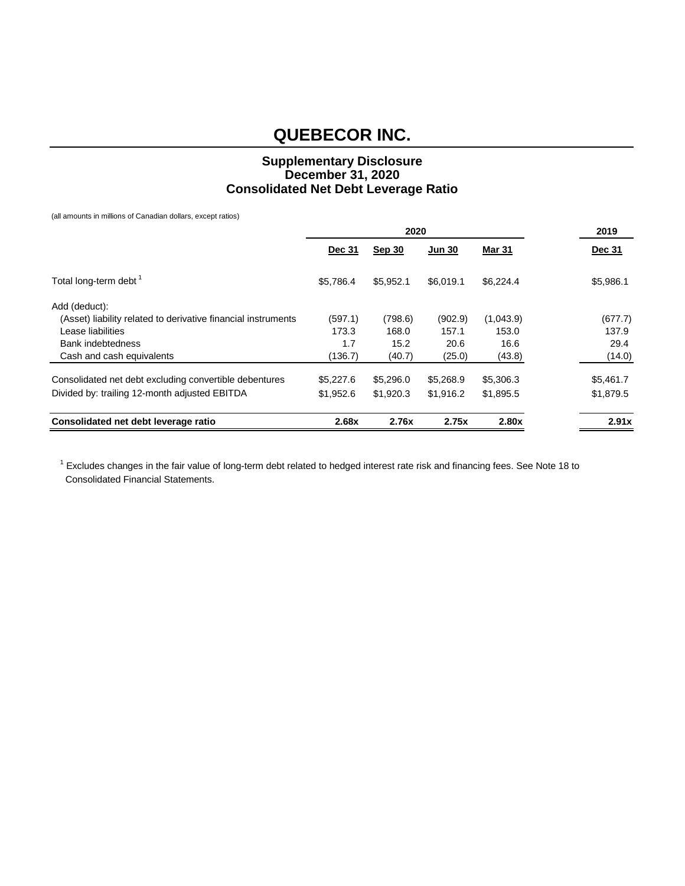# QUEBECOR INC.

### Supplementary Disclosure
### December 31, 2020
### Consolidated Net Debt Leverage Ratio

(all amounts in millions of Canadian dollars, except ratios)

| | 2020 | | | | 2019 |
|---|---|---|---|---|---|
| | Dec 31 | Sep 30 | Jun 30 | Mar 31 | Dec 31 |
| Total long-term debt [1] | $5,786.4 | $5,952.1 | $6,019.1 | $6,224.4 | $5,986.1 |
| Add (deduct): | | | | | |
| (Asset) liability related to derivative financial instruments | (597.1) | (798.6) | (902.9) | (1,043.9) | (677.7) |
| Lease liabilities | 173.3 | 168.0 | 157.1 | 153.0 | 137.9 |
| Bank indebtedness | 1.7 | 15.2 | 20.6 | 16.6 | 29.4 |
| Cash and cash equivalents | (136.7) | (40.7) | (25.0) | (43.8) | (14.0) |
| Consolidated net debt excluding convertible debentures | $5,227.6 | $5,296.0 | $5,268.9 | $5,306.3 | $5,461.7 |
| Divided by: trailing 12-month adjusted EBITDA | $1,952.6 | $1,920.3 | $1,916.2 | $1,895.5 | $1,879.5 |
| **Consolidated net debt leverage ratio** | **2.68x** | **2.76x** | **2.75x** | **2.80x** | **2.91x** |

[1] Excludes changes in the fair value of long-term debt related to hedged interest rate risk and financing fees. See Note 18 to Consolidated Financial Statements.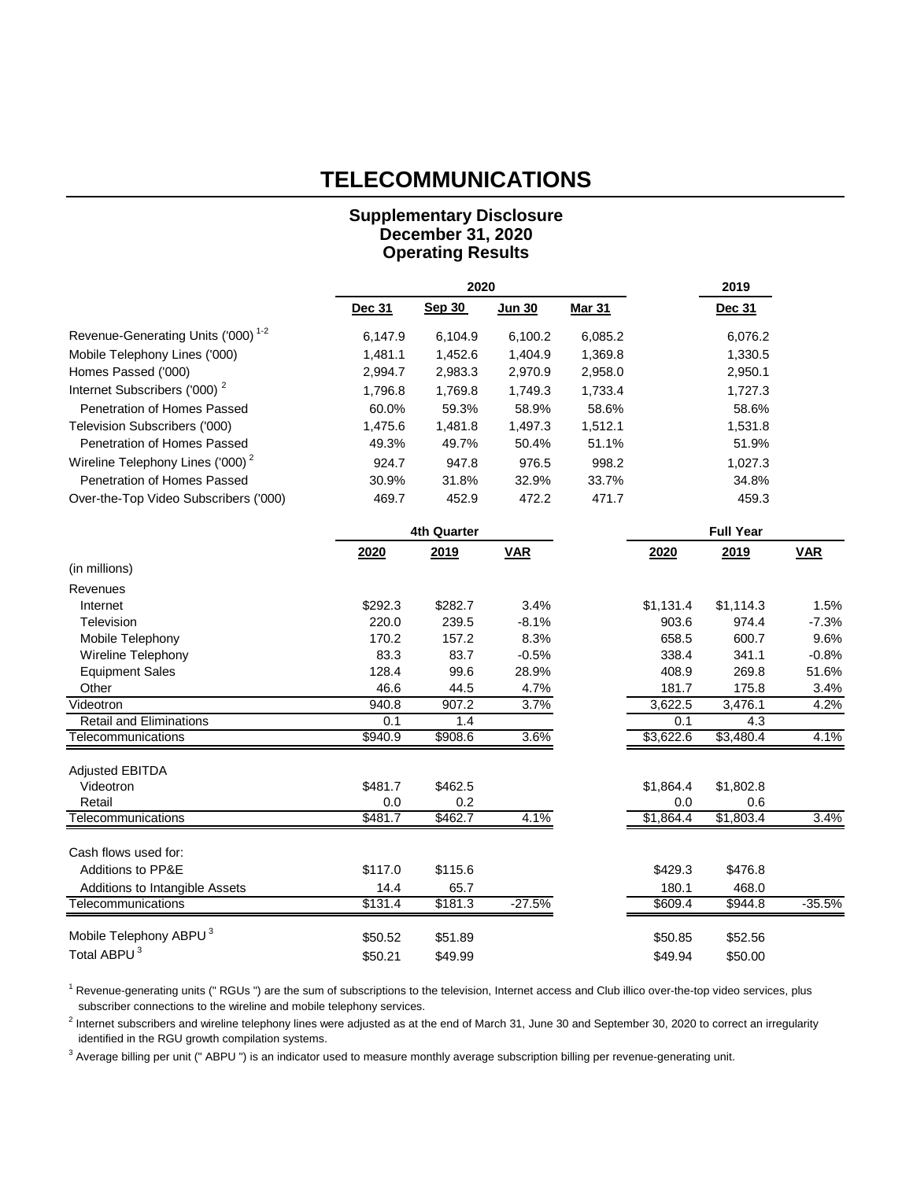# TELECOMMUNICATIONS

## Supplementary Disclosure
## December 31, 2020
## Operating Results

| | 2020 | | | | 2019 |
|---|---|---|---|---|---|
| | Dec 31 | Sep 30 | Jun 30 | Mar 31 | Dec 31 |
| Revenue-Generating Units ('000) [1-2] | 6,147.9 | 6,104.9 | 6,100.2 | 6,085.2 | 6,076.2 |
| Mobile Telephony Lines ('000) | 1,481.1 | 1,452.6 | 1,404.9 | 1,369.8 | 1,330.5 |
| Homes Passed ('000) | 2,994.7 | 2,983.3 | 2,970.9 | 2,958.0 | 2,950.1 |
| Internet Subscribers ('000) [2] | 1,796.8 | 1,769.8 | 1,749.3 | 1,733.4 | 1,727.3 |
| Penetration of Homes Passed | 60.0% | 59.3% | 58.9% | 58.6% | 58.6% |
| Television Subscribers ('000) | 1,475.6 | 1,481.8 | 1,497.3 | 1,512.1 | 1,531.8 |
| Penetration of Homes Passed | 49.3% | 49.7% | 50.4% | 51.1% | 51.9% |
| Wireline Telephony Lines ('000) [2] | 924.7 | 947.8 | 976.5 | 998.2 | 1,027.3 |
| Penetration of Homes Passed | 30.9% | 31.8% | 32.9% | 33.7% | 34.8% |
| Over-the-Top Video Subscribers ('000) | 469.7 | 452.9 | 472.2 | 471.7 | 459.3 |

| | 4th Quarter | | | Full Year | | |
|---|---|---|---|---|---|---|
| | 2020 | 2019 | VAR | 2020 | 2019 | VAR |
| (in millions) | | | | | | |
| Revenues | | | | | | |
| Internet | $292.3 | $282.7 | 3.4% | $1,131.4 | $1,114.3 | 1.5% |
| Television | 220.0 | 239.5 | -8.1% | 903.6 | 974.4 | -7.3% |
| Mobile Telephony | 170.2 | 157.2 | 8.3% | 658.5 | 600.7 | 9.6% |
| Wireline Telephony | 83.3 | 83.7 | -0.5% | 338.4 | 341.1 | -0.8% |
| Equipment Sales | 128.4 | 99.6 | 28.9% | 408.9 | 269.8 | 51.6% |
| Other | 46.6 | 44.5 | 4.7% | 181.7 | 175.8 | 3.4% |
| Videotron | 940.8 | 907.2 | 3.7% | 3,622.5 | 3,476.1 | 4.2% |
| Retail and Eliminations | 0.1 | 1.4 | | 0.1 | 4.3 | |
| Telecommunications | $940.9 | $908.6 | 3.6% | $3,622.6 | $3,480.4 | 4.1% |
| | | | | | | |
| Adjusted EBITDA | | | | | | |
| Videotron | $481.7 | $462.5 | | $1,864.4 | $1,802.8 | |
| Retail | 0.0 | 0.2 | | 0.0 | 0.6 | |
| Telecommunications | $481.7 | $462.7 | 4.1% | $1,864.4 | $1,803.4 | 3.4% |
| | | | | | | |
| Cash flows used for: | | | | | | |
| Additions to PP&E | $117.0 | $115.6 | | $429.3 | $476.8 | |
| Additions to Intangible Assets | 14.4 | 65.7 | | 180.1 | 468.0 | |
| Telecommunications | $131.4 | $181.3 | -27.5% | $609.4 | $944.8 | -35.5% |
| | | | | | | |
| Mobile Telephony ABPU [3] | $50.52 | $51.89 | | $50.85 | $52.56 | |
| Total ABPU [3] | $50.21 | $49.99 | | $49.94 | $50.00 | |

[1] Revenue-generating units (" RGUs ") are the sum of subscriptions to the television, Internet access and Club illico over-the-top video services, plus subscriber connections to the wireline and mobile telephony services.

[2] Internet subscribers and wireline telephony lines were adjusted as at the end of March 31, June 30 and September 30, 2020 to correct an irregularity identified in the RGU growth compilation systems.

[3] Average billing per unit (" ABPU ") is an indicator used to measure monthly average subscription billing per revenue-generating unit.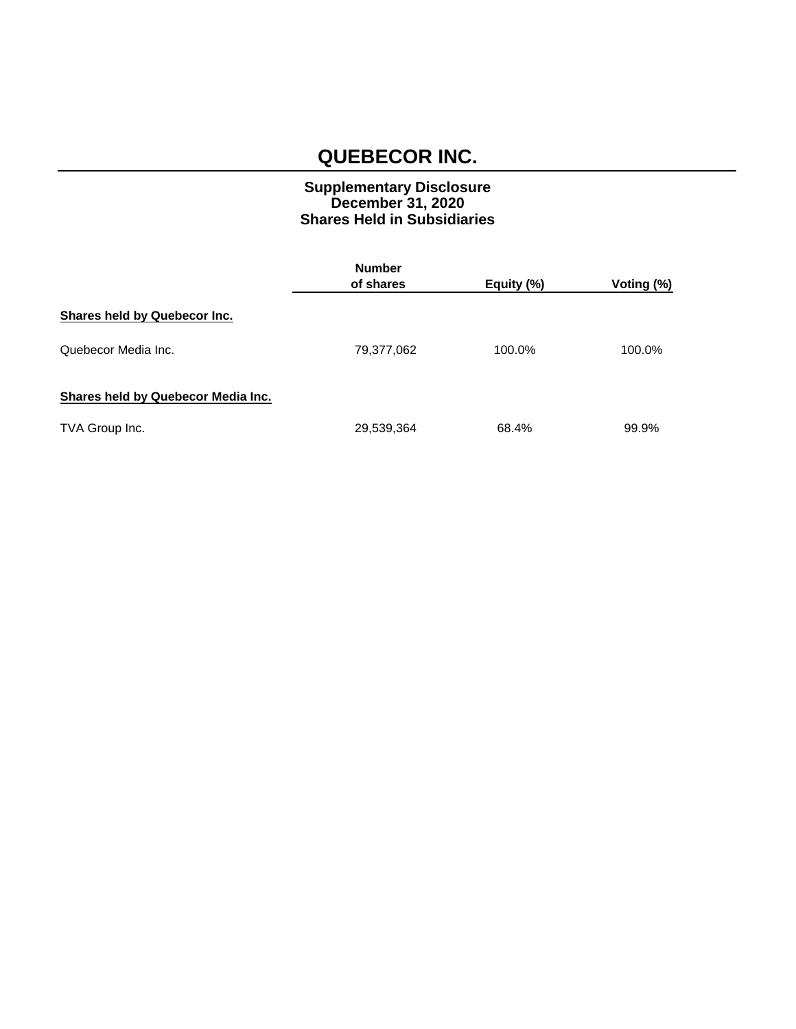# QUEBECOR INC.

## Supplementary Disclosure
## December 31, 2020
## Shares Held in Subsidiaries

| | Number of shares | Equity (%) | Voting (%) |
|---|---|---|---|
| **Shares held by Quebecor Inc.** | | | |
| Quebecor Media Inc. | 79,377,062 | 100.0% | 100.0% |
| **Shares held by Quebecor Media Inc.** | | | |
| TVA Group Inc. | 29,539,364 | 68.4% | 99.9% |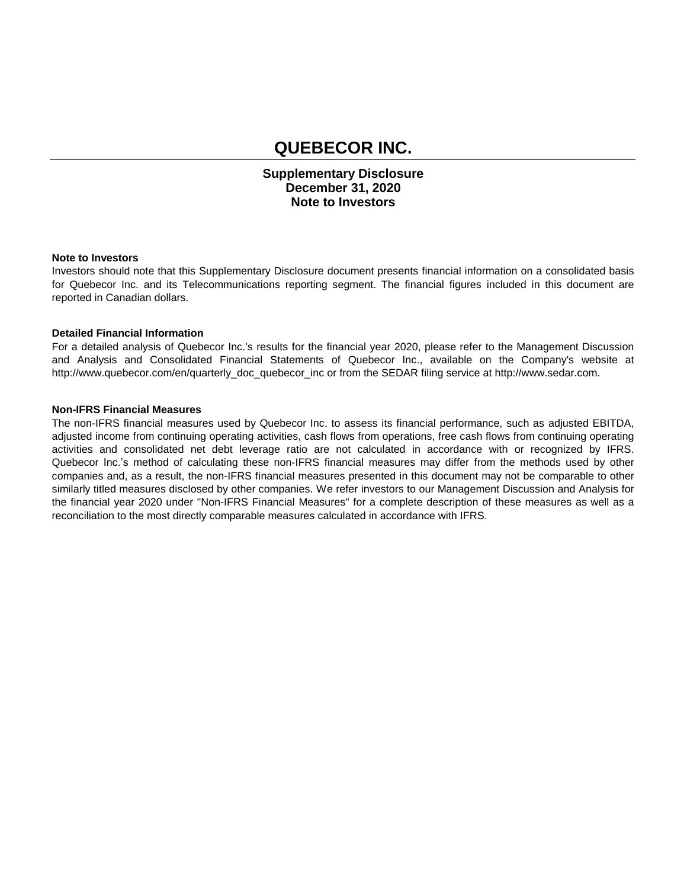# QUEBECOR INC.

**Supplementary Disclosure**
**December 31, 2020**
**Note to Investors**

**Note to Investors**

Investors should note that this Supplementary Disclosure document presents financial information on a consolidated basis for Quebecor Inc. and its Telecommunications reporting segment. The financial figures included in this document are reported in Canadian dollars.

**Detailed Financial Information**

For a detailed analysis of Quebecor Inc.'s results for the financial year 2020, please refer to the Management Discussion and Analysis and Consolidated Financial Statements of Quebecor Inc., available on the Company's website at http://www.quebecor.com/en/quarterly_doc_quebecor_inc or from the SEDAR filing service at http://www.sedar.com.

**Non-IFRS Financial Measures**

The non-IFRS financial measures used by Quebecor Inc. to assess its financial performance, such as adjusted EBITDA, adjusted income from continuing operating activities, cash flows from operations, free cash flows from continuing operating activities and consolidated net debt leverage ratio are not calculated in accordance with or recognized by IFRS. Quebecor Inc.'s method of calculating these non-IFRS financial measures may differ from the methods used by other companies and, as a result, the non-IFRS financial measures presented in this document may not be comparable to other similarly titled measures disclosed by other companies. We refer investors to our Management Discussion and Analysis for the financial year 2020 under "Non-IFRS Financial Measures" for a complete description of these measures as well as a reconciliation to the most directly comparable measures calculated in accordance with IFRS.